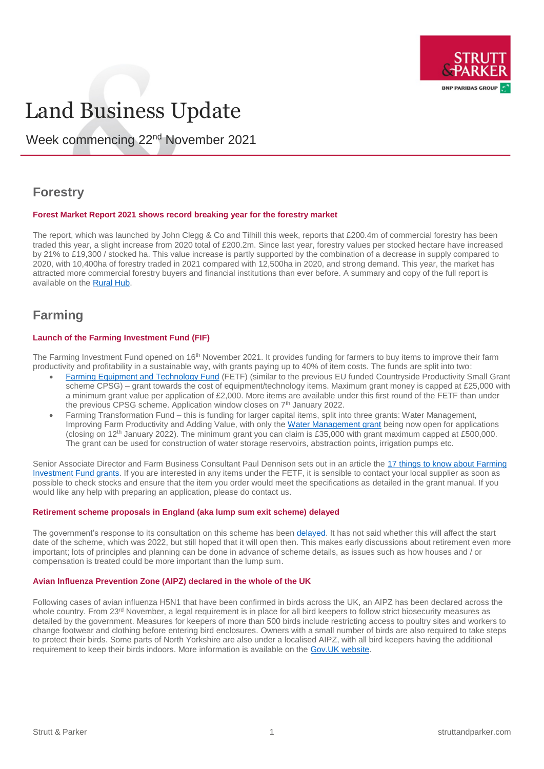# Land Business Update

Week commencing 22nd November 2021

## Forestry

### Forest Market Report 2021 shows record breaking year for the forestry market

The report, which was launched by John Clegg & Co and Tilhill this week, reports that £200.4m of commercial forestry has been traded this year, a slight increase from 2020 total of £200.2m. Since last year, forestry values per stocked hectare have increased by 21% to £19,300 / stocked ha. This value increase is partly supported by the combination of a decrease in supply compared to 2020, with 10,400ha of forestry traded in 2021 compared with 12,500ha in 2020, and strong demand. This year, the market has attracted more commercial forestry buyers and financial institutions than ever before. A summary and copy of the full report is available on the Rural Hub.

## Farming

### Launch of the Farming Investment Fund (FIF)

The Farming Investment Fund opened on 16th November 2021. It provides funding for farmers to buy items to improve their farm productivity and profitability in a sustainable way, with grants paying up to 40% of item costs. The funds are split into two:

- Farming Equipment and Technology Fund (FETF) (similar to the previous EU funded Countryside Productivity Small Grant scheme CPSG) – grant towards the cost of equipment/technology items. Maximum grant money is capped at £25,000 with a minimum grant value per application of £2,000. More items are available under this first round of the FETF than under the previous CPSG scheme. Application window closes on 7th January 2022.
- Farming Transformation Fund – this is funding for larger capital items, split into three grants: Water Management, Improving Farm Productivity and Adding Value, with only the Water Management grant being now open for applications (closing on 12th January 2022). The minimum grant you can claim is £35,000 with grant maximum capped at £500,000. The grant can be used for construction of water storage reservoirs, abstraction points, irrigation pumps etc.

Senior Associate Director and Farm Business Consultant Paul Dennison sets out in an article the 17 things to know about Farming Investment Fund grants. If you are interested in any items under the FETF, it is sensible to contact your local supplier as soon as possible to check stocks and ensure that the item you order would meet the specifications as detailed in the grant manual. If you would like any help with preparing an application, please do contact us.

### Retirement scheme proposals in England (aka lump sum exit scheme) delayed

The government's response to its consultation on this scheme has been delayed. It has not said whether this will affect the start date of the scheme, which was 2022, but still hoped that it will open then. This makes early discussions about retirement even more important; lots of principles and planning can be done in advance of scheme details, as issues such as how houses and / or compensation is treated could be more important than the lump sum.

### Avian Influenza Prevention Zone (AIPZ) declared in the whole of the UK

Following cases of avian influenza H5N1 that have been confirmed in birds across the UK, an AIPZ has been declared across the whole country. From 23rd November, a legal requirement is in place for all bird keepers to follow strict biosecurity measures as detailed by the government. Measures for keepers of more than 500 birds include restricting access to poultry sites and workers to change footwear and clothing before entering bird enclosures. Owners with a small number of birds are also required to take steps to protect their birds. Some parts of North Yorkshire are also under a localised AIPZ, with all bird keepers having the additional requirement to keep their birds indoors. More information is available on the Gov.UK website.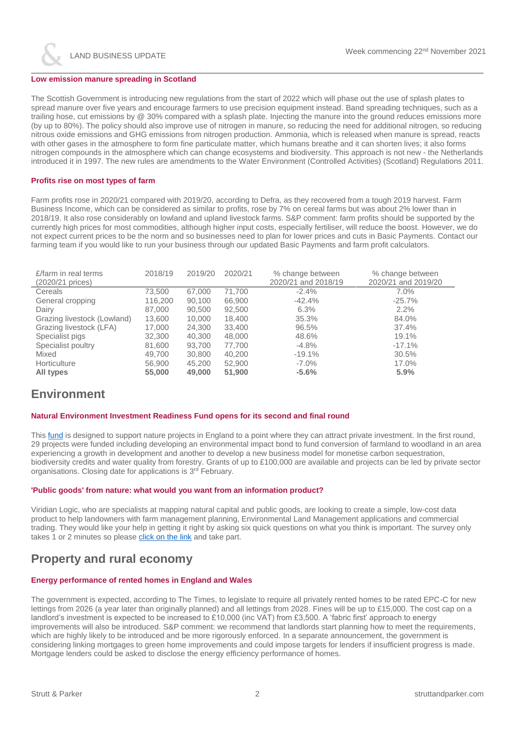### Low emission manure spreading in Scotland

The Scottish Government is introducing new regulations from the start of 2022 which will phase out the use of splash plates to spread manure over five years and encourage farmers to use precision equipment instead. Band spreading techniques, such as a trailing hose, cut emissions by @ 30% compared with a splash plate. Injecting the manure into the ground reduces emissions more (by up to 80%). The policy should also improve use of nitrogen in manure, so reducing the need for additional nitrogen, so reducing nitrous oxide emissions and GHG emissions from nitrogen production. Ammonia, which is released when manure is spread, reacts with other gases in the atmosphere to form fine particulate matter, which humans breathe and it can shorten lives; it also forms nitrogen compounds in the atmosphere which can change ecosystems and biodiversity. This approach is not new - the Netherlands introduced it in 1997. The new rules are amendments to the Water Environment (Controlled Activities) (Scotland) Regulations 2011.

### Profits rise on most types of farm

Farm profits rose in 2020/21 compared with 2019/20, according to Defra, as they recovered from a tough 2019 harvest. Farm Business Income, which can be considered as similar to profits, rose by 7% on cereal farms but was about 2% lower than in 2018/19. It also rose considerably on lowland and upland livestock farms. S&P comment: farm profits should be supported by the currently high prices for most commodities, although higher input costs, especially fertiliser, will reduce the boost. However, we do not expect current prices to be the norm and so businesses need to plan for lower prices and cuts in Basic Payments. Contact our farming team if you would like to run your business through our updated Basic Payments and farm profit calculators.

| £/farm in real terms (2020/21 prices) | 2018/19 | 2019/20 | 2020/21 | % change between 2020/21 and 2018/19 | % change between 2020/21 and 2019/20 |
|---|---|---|---|---|---|
| Cereals | 73,500 | 67,000 | 71,700 | -2.4% | 7.0% |
| General cropping | 116,200 | 90,100 | 66,900 | -42.4% | -25.7% |
| Dairy | 87,000 | 90,500 | 92,500 | 6.3% | 2.2% |
| Grazing livestock (Lowland) | 13,600 | 10,000 | 18,400 | 35.3% | 84.0% |
| Grazing livestock (LFA) | 17,000 | 24,300 | 33,400 | 96.5% | 37.4% |
| Specialist pigs | 32,300 | 40,300 | 48,000 | 48.6% | 19.1% |
| Specialist poultry | 81,600 | 93,700 | 77,700 | -4.8% | -17.1% |
| Mixed | 49,700 | 30,800 | 40,200 | -19.1% | 30.5% |
| Horticulture | 56,900 | 45,200 | 52,900 | -7.0% | 17.0% |
| **All types** | **55,000** | **49,000** | **51,900** | **-5.6%** | **5.9%** |

## Environment

### Natural Environment Investment Readiness Fund opens for its second and final round

This fund is designed to support nature projects in England to a point where they can attract private investment. In the first round, 29 projects were funded including developing an environmental impact bond to fund conversion of farmland to woodland in an area experiencing a growth in development and another to develop a new business model for monetise carbon sequestration, biodiversity credits and water quality from forestry. Grants of up to £100,000 are available and projects can be led by private sector organisations. Closing date for applications is 3rd February.

### 'Public goods' from nature: what would you want from an information product?

Viridian Logic, who are specialists at mapping natural capital and public goods, are looking to create a simple, low-cost data product to help landowners with farm management planning, Environmental Land Management applications and commercial trading. They would like your help in getting it right by asking six quick questions on what you think is important. The survey only takes 1 or 2 minutes so please click on the link and take part.

## Property and rural economy

### Energy performance of rented homes in England and Wales

The government is expected, according to The Times, to legislate to require all privately rented homes to be rated EPC-C for new lettings from 2026 (a year later than originally planned) and all lettings from 2028. Fines will be up to £15,000. The cost cap on a landlord's investment is expected to be increased to £10,000 (inc VAT) from £3,500. A 'fabric first' approach to energy improvements will also be introduced. S&P comment: we recommend that landlords start planning how to meet the requirements, which are highly likely to be introduced and be more rigorously enforced. In a separate announcement, the government is considering linking mortgages to green home improvements and could impose targets for lenders if insufficient progress is made. Mortgage lenders could be asked to disclose the energy efficiency performance of homes.